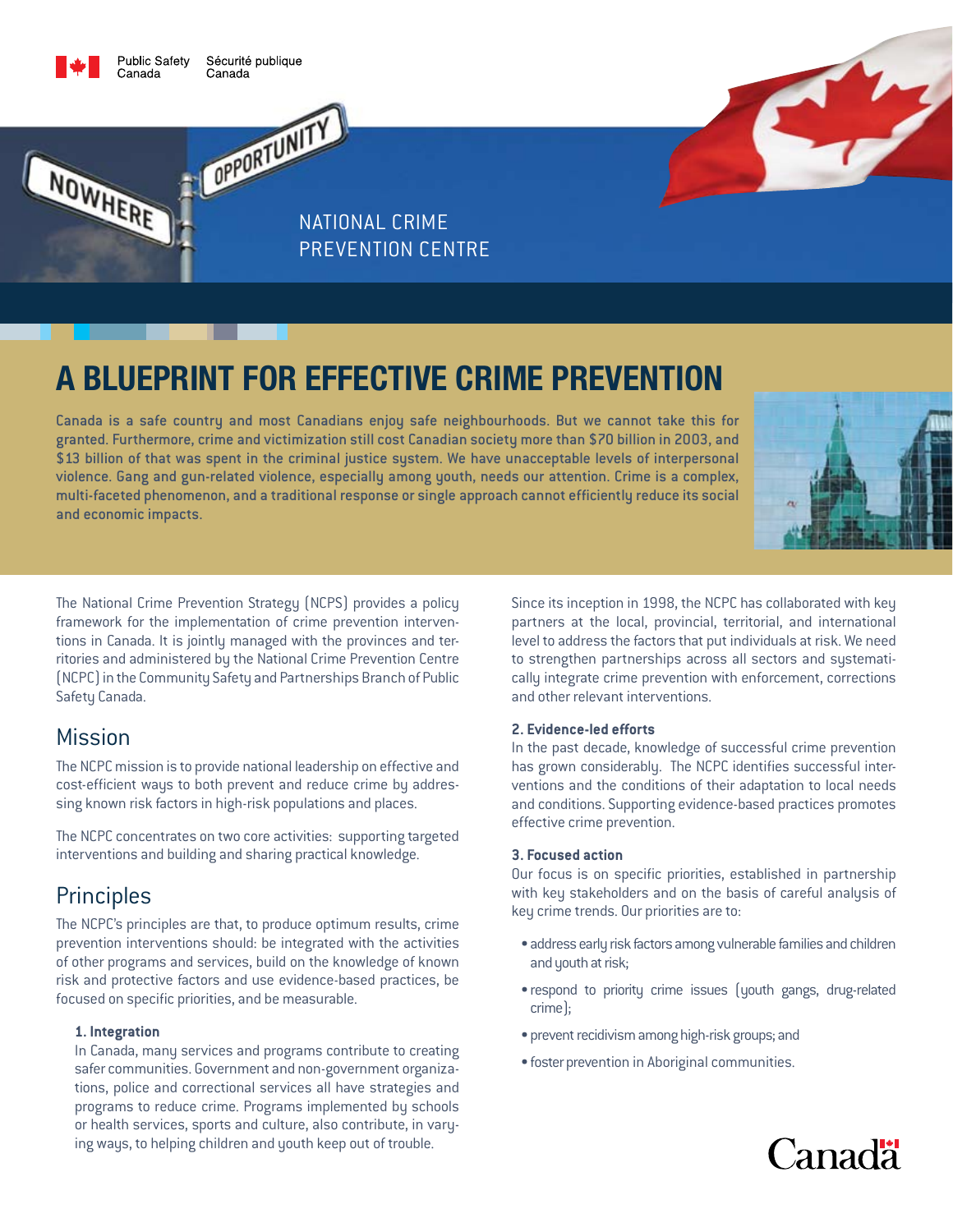Public Safety Canada | Sécurité publique Canada

NATIONAL CRIME PREVENTION CENTRE

# A BLUEPRINT FOR EFFECTIVE CRIME PREVENTION

**Canada is a safe country and most Canadians enjoy safe neighbourhoods. But we cannot take this for granted. Furthermore, crime and victimization still cost Canadian society more than $70 billion in 2003, and $13 billion of that was spent in the criminal justice system. We have unacceptable levels of interpersonal violence. Gang and gun-related violence, especially among youth, needs our attention. Crime is a complex, multi-faceted phenomenon, and a traditional response or single approach cannot efficiently reduce its social and economic impacts.**

The National Crime Prevention Strategy (NCPS) provides a policy framework for the implementation of crime prevention interventions in Canada. It is jointly managed with the provinces and territories and administered by the National Crime Prevention Centre (NCPC) in the Community Safety and Partnerships Branch of Public Safety Canada.

## Mission

The NCPC mission is to provide national leadership on effective and cost-efficient ways to both prevent and reduce crime by addressing known risk factors in high-risk populations and places.

The NCPC concentrates on two core activities: supporting targeted interventions and building and sharing practical knowledge.

## Principles

The NCPC's principles are that, to produce optimum results, crime prevention interventions should: be integrated with the activities of other programs and services, build on the knowledge of known risk and protective factors and use evidence-based practices, be focused on specific priorities, and be measurable.

#### 1. Integration

In Canada, many services and programs contribute to creating safer communities. Government and non-government organizations, police and correctional services all have strategies and programs to reduce crime. Programs implemented by schools or health services, sports and culture, also contribute, in varying ways, to helping children and youth keep out of trouble.

Since its inception in 1998, the NCPC has collaborated with key partners at the local, provincial, territorial, and international level to address the factors that put individuals at risk. We need to strengthen partnerships across all sectors and systematically integrate crime prevention with enforcement, corrections and other relevant interventions.

#### 2. Evidence-led efforts

In the past decade, knowledge of successful crime prevention has grown considerably. The NCPC identifies successful interventions and the conditions of their adaptation to local needs and conditions. Supporting evidence-based practices promotes effective crime prevention.

#### 3. Focused action

Our focus is on specific priorities, established in partnership with key stakeholders and on the basis of careful analysis of key crime trends. Our priorities are to:

- address early risk factors among vulnerable families and children and youth at risk;
- respond to priority crime issues (youth gangs, drug-related crime);
- prevent recidivism among high-risk groups; and
- foster prevention in Aboriginal communities.

Canada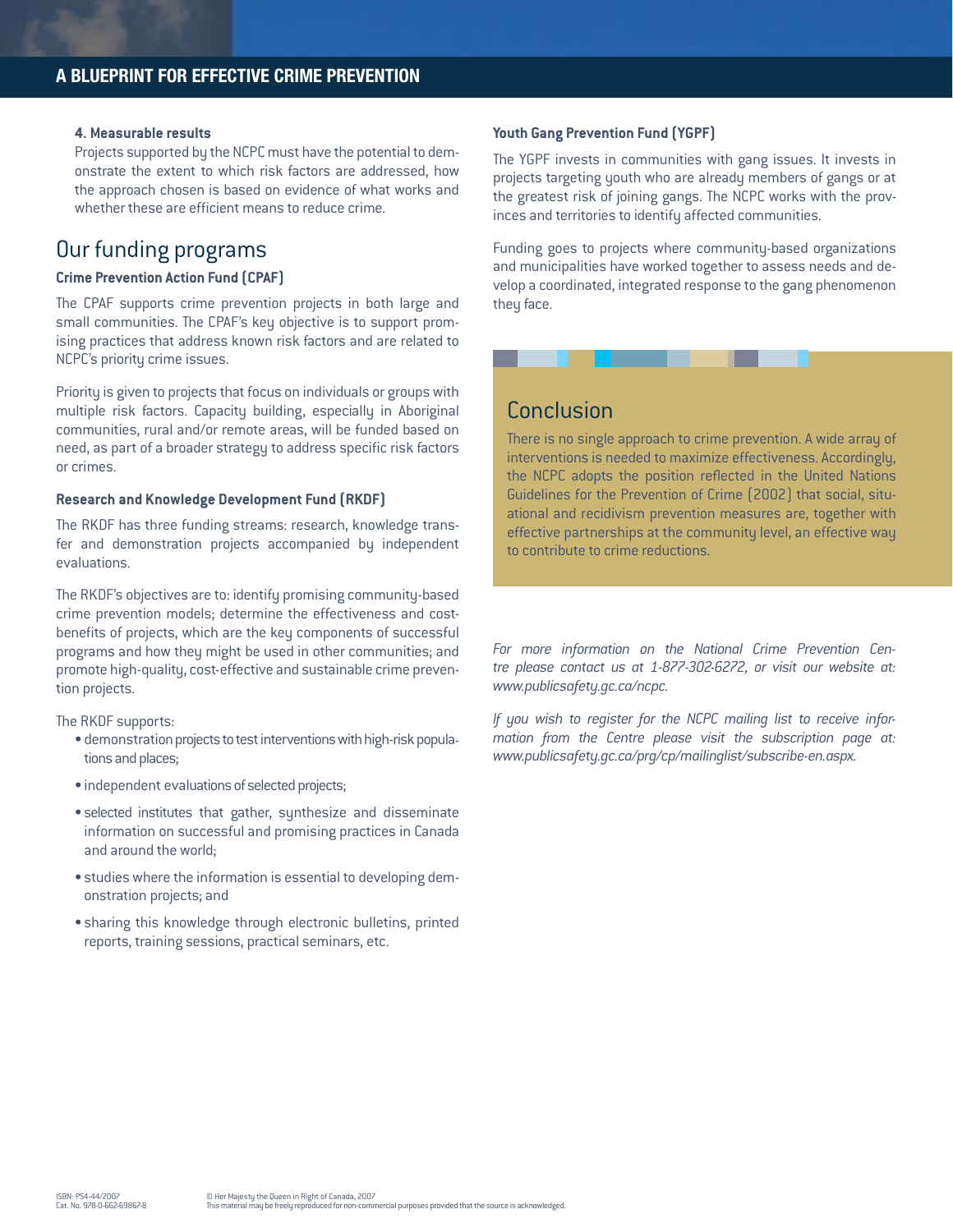**4. Measurable results**

Projects supported by the NCPC must have the potential to demonstrate the extent to which risk factors are addressed, how the approach chosen is based on evidence of what works and whether these are efficient means to reduce crime.

## Our funding programs

### Crime Prevention Action Fund (CPAF)

The CPAF supports crime prevention projects in both large and small communities. The CPAF's key objective is to support promising practices that address known risk factors and are related to NCPC's priority crime issues.

Priority is given to projects that focus on individuals or groups with multiple risk factors. Capacity building, especially in Aboriginal communities, rural and/or remote areas, will be funded based on need, as part of a broader strategy to address specific risk factors or crimes.

### Research and Knowledge Development Fund (RKDF)

The RKDF has three funding streams: research, knowledge transfer and demonstration projects accompanied by independent evaluations.

The RKDF's objectives are to: identify promising community-based crime prevention models; determine the effectiveness and cost-benefits of projects, which are the key components of successful programs and how they might be used in other communities; and promote high-quality, cost-effective and sustainable crime prevention projects.

The RKDF supports:

- demonstration projects to test interventions with high-risk populations and places;
- independent evaluations of selected projects;
- selected institutes that gather, synthesize and disseminate information on successful and promising practices in Canada and around the world;
- studies where the information is essential to developing demonstration projects; and
- sharing this knowledge through electronic bulletins, printed reports, training sessions, practical seminars, etc.

### Youth Gang Prevention Fund (YGPF)

The YGPF invests in communities with gang issues. It invests in projects targeting youth who are already members of gangs or at the greatest risk of joining gangs. The NCPC works with the provinces and territories to identify affected communities.

Funding goes to projects where community-based organizations and municipalities have worked together to assess needs and develop a coordinated, integrated response to the gang phenomenon they face.

## Conclusion

There is no single approach to crime prevention. A wide array of interventions is needed to maximize effectiveness. Accordingly, the NCPC adopts the position reflected in the United Nations Guidelines for the Prevention of Crime (2002) that social, situational and recidivism prevention measures are, together with effective partnerships at the community level, an effective way to contribute to crime reductions.

*For more information on the National Crime Prevention Centre please contact us at 1-877-302-6272, or visit our website at: www.publicsafety.gc.ca/ncpc.*

*If you wish to register for the NCPC mailing list to receive information from the Centre please visit the subscription page at: www.publicsafety.gc.ca/prg/cp/mailinglist/subscribe-en.aspx.*

ISBN: PS4-44/2007
Cat. No. 978-0-662-69867-8

© Her Majesty the Queen in Right of Canada, 2007
This material may be freely reproduced for non-commercial purposes provided that the source is acknowledged.